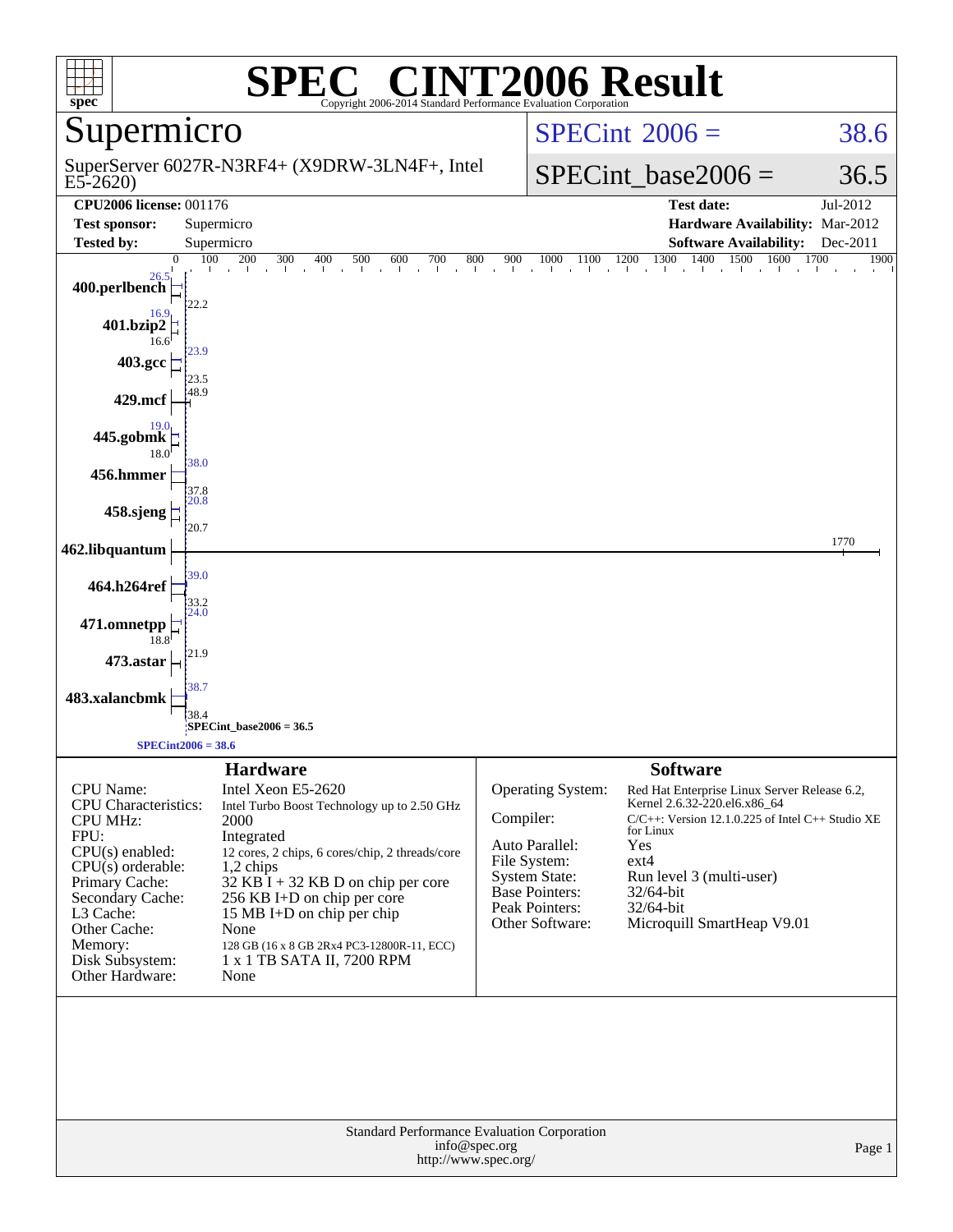# SPEC® CINT2006 Result

Copyright 2006-2014 Standard Performance Evaluation Corporation

## Supermicro

SuperServer 6027R-N3RF4+ (X9DRW-3LN4F+, Intel E5-2620)

SPECint 2006 = 38.6

SPECint_base2006 = 36.5

| | | | |
|---|---|---|---|
| **CPU2006 license:** 001176 | | **Test date:** | Jul-2012 |
| **Test sponsor:** | Supermicro | **Hardware Availability:** | Mar-2012 |
| **Tested by:** | Supermicro | **Software Availability:** | Dec-2011 |

| Benchmark | Peak | Base |
|---|---|---|
| 400.perlbench | 26.5 | 22.2 |
| 401.bzip2 | 16.9 | 16.6 |
| 403.gcc | 23.9 | 23.5 |
| 429.mcf | 48.9 | 48.9 |
| 445.gobmk | 19.0 | 18.0 |
| 456.hmmer | 38.0 | 37.8 |
| 458.sjeng | 20.8 | 20.7 |
| 462.libquantum | 1770 | 1770 |
| 464.h264ref | 39.0 | 33.2 |
| 471.omnetpp | 24.0 | 18.8 |
| 473.astar | 21.9 | 21.9 |
| 483.xalancbmk | 38.7 | 38.4 |

SPECint_base2006 = 36.5

SPECint2006 = 38.6

### Hardware

| | |
|---|---|
| CPU Name: | Intel Xeon E5-2620 |
| CPU Characteristics: | Intel Turbo Boost Technology up to 2.50 GHz |
| CPU MHz: | 2000 |
| FPU: | Integrated |
| CPU(s) enabled: | 12 cores, 2 chips, 6 cores/chip, 2 threads/core |
| CPU(s) orderable: | 1,2 chips |
| Primary Cache: | 32 KB I + 32 KB D on chip per core |
| Secondary Cache: | 256 KB I+D on chip per core |
| L3 Cache: | 15 MB I+D on chip per chip |
| Other Cache: | None |
| Memory: | 128 GB (16 x 8 GB 2Rx4 PC3-12800R-11, ECC) |
| Disk Subsystem: | 1 x 1 TB SATA II, 7200 RPM |
| Other Hardware: | None |

### Software

| | |
|---|---|
| Operating System: | Red Hat Enterprise Linux Server Release 6.2, Kernel 2.6.32-220.el6.x86_64 |
| Compiler: | C/C++: Version 12.1.0.225 of Intel C++ Studio XE for Linux |
| Auto Parallel: | Yes |
| File System: | ext4 |
| System State: | Run level 3 (multi-user) |
| Base Pointers: | 32/64-bit |
| Peak Pointers: | 32/64-bit |
| Other Software: | Microquill SmartHeap V9.01 |

Standard Performance Evaluation Corporation
info@spec.org
http://www.spec.org/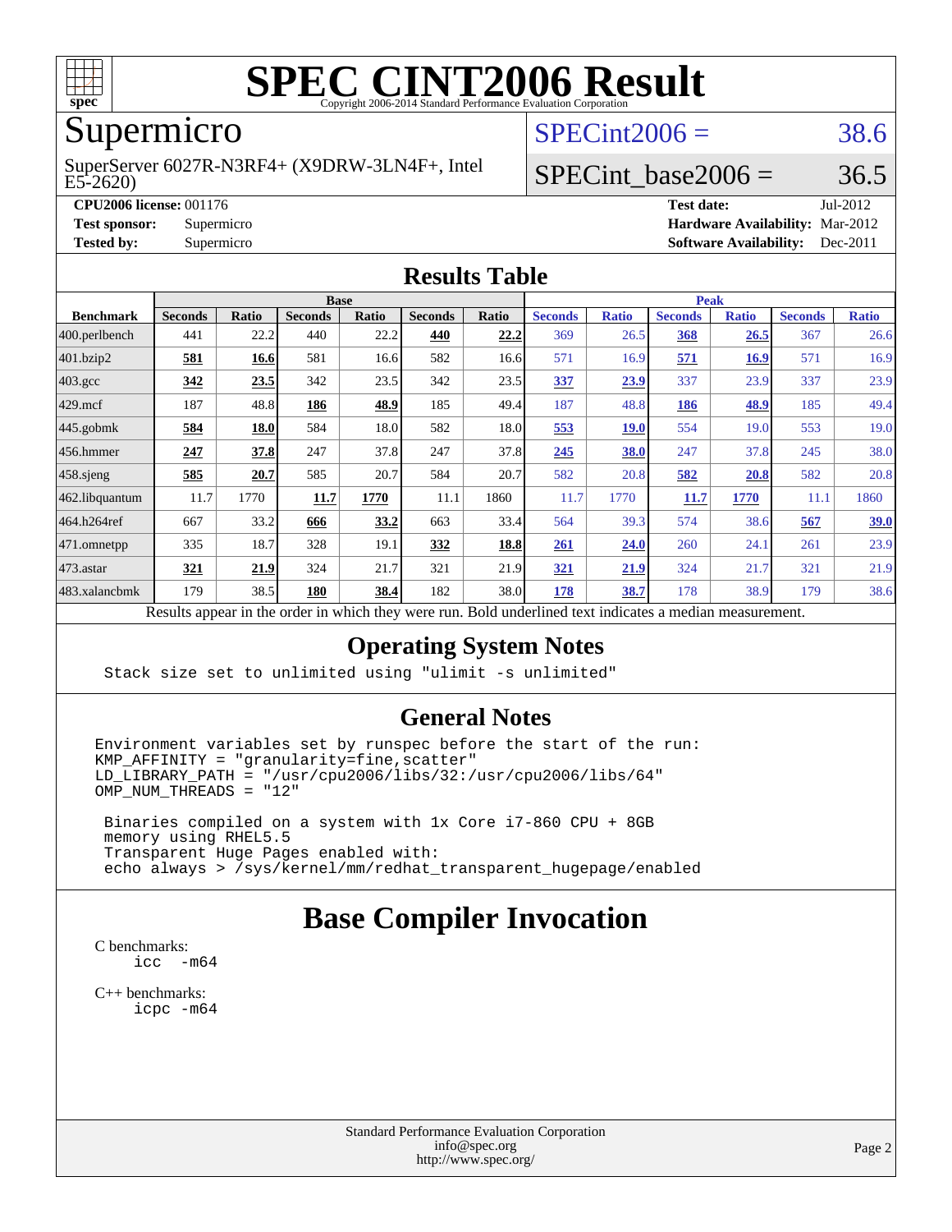# SPEC CINT2006 Result

Copyright 2006-2014 Standard Performance Evaluation Corporation

## Supermicro

SuperServer 6027R-N3RF4+ (X9DRW-3LN4F+, Intel E5-2620)

SPECint2006 = 38.6

SPECint_base2006 = 36.5

**CPU2006 license:** 001176

**Test sponsor:** Supermicro

**Tested by:** Supermicro

**Test date:** Jul-2012

**Hardware Availability:** Mar-2012

**Software Availability:** Dec-2011

## Results Table

| Benchmark | Base | | | | | | Peak | | | | | |
|---|---|---|---|---|---|---|---|---|---|---|---|---|
| | Seconds | Ratio | Seconds | Ratio | Seconds | Ratio | Seconds | Ratio | Seconds | Ratio | Seconds | Ratio |
| 400.perlbench | 441 | 22.2 | 440 | 22.2 | **440** | **22.2** | 369 | 26.5 | **368** | **26.5** | 367 | 26.6 |
| 401.bzip2 | **581** | **16.6** | 581 | 16.6 | 582 | 16.6 | 571 | 16.9 | **571** | **16.9** | 571 | 16.9 |
| 403.gcc | **342** | **23.5** | 342 | 23.5 | 342 | 23.5 | **337** | **23.9** | 337 | 23.9 | 337 | 23.9 |
| 429.mcf | 187 | 48.8 | **186** | **48.9** | 185 | 49.4 | 187 | 48.8 | **186** | **48.9** | 185 | 49.4 |
| 445.gobmk | **584** | **18.0** | 584 | 18.0 | 582 | 18.0 | **553** | **19.0** | 554 | 19.0 | 553 | 19.0 |
| 456.hmmer | **247** | **37.8** | 247 | 37.8 | 247 | 37.8 | **245** | **38.0** | 247 | 37.8 | 245 | 38.0 |
| 458.sjeng | **585** | **20.7** | 585 | 20.7 | 584 | 20.7 | 582 | 20.8 | **582** | **20.8** | 582 | 20.8 |
| 462.libquantum | 11.7 | 1770 | **11.7** | **1770** | 11.1 | 1860 | 11.7 | 1770 | **11.7** | **1770** | 11.1 | 1860 |
| 464.h264ref | 667 | 33.2 | **666** | **33.2** | 663 | 33.4 | 564 | 39.3 | 574 | 38.6 | **567** | **39.0** |
| 471.omnetpp | 335 | 18.7 | 328 | 19.1 | **332** | **18.8** | **261** | **24.0** | 260 | 24.1 | 261 | 23.9 |
| 473.astar | **321** | **21.9** | 324 | 21.7 | 321 | 21.9 | **321** | **21.9** | 324 | 21.7 | 321 | 21.9 |
| 483.xalancbmk | 179 | 38.5 | **180** | **38.4** | 182 | 38.0 | **178** | **38.7** | 178 | 38.9 | 179 | 38.6 |

Results appear in the order in which they were run. Bold underlined text indicates a median measurement.

## Operating System Notes

```
Stack size set to unlimited using "ulimit -s unlimited"
```

## General Notes

```
Environment variables set by runspec before the start of the run:
KMP_AFFINITY = "granularity=fine,scatter"
LD_LIBRARY_PATH = "/usr/cpu2006/libs/32:/usr/cpu2006/libs/64"
OMP_NUM_THREADS = "12"

 Binaries compiled on a system with 1x Core i7-860 CPU + 8GB
 memory using RHEL5.5
 Transparent Huge Pages enabled with:
 echo always > /sys/kernel/mm/redhat_transparent_hugepage/enabled
```

# Base Compiler Invocation

C benchmarks:

```
icc  -m64
```

C++ benchmarks:

```
icpc -m64
```

Standard Performance Evaluation Corporation
info@spec.org
http://www.spec.org/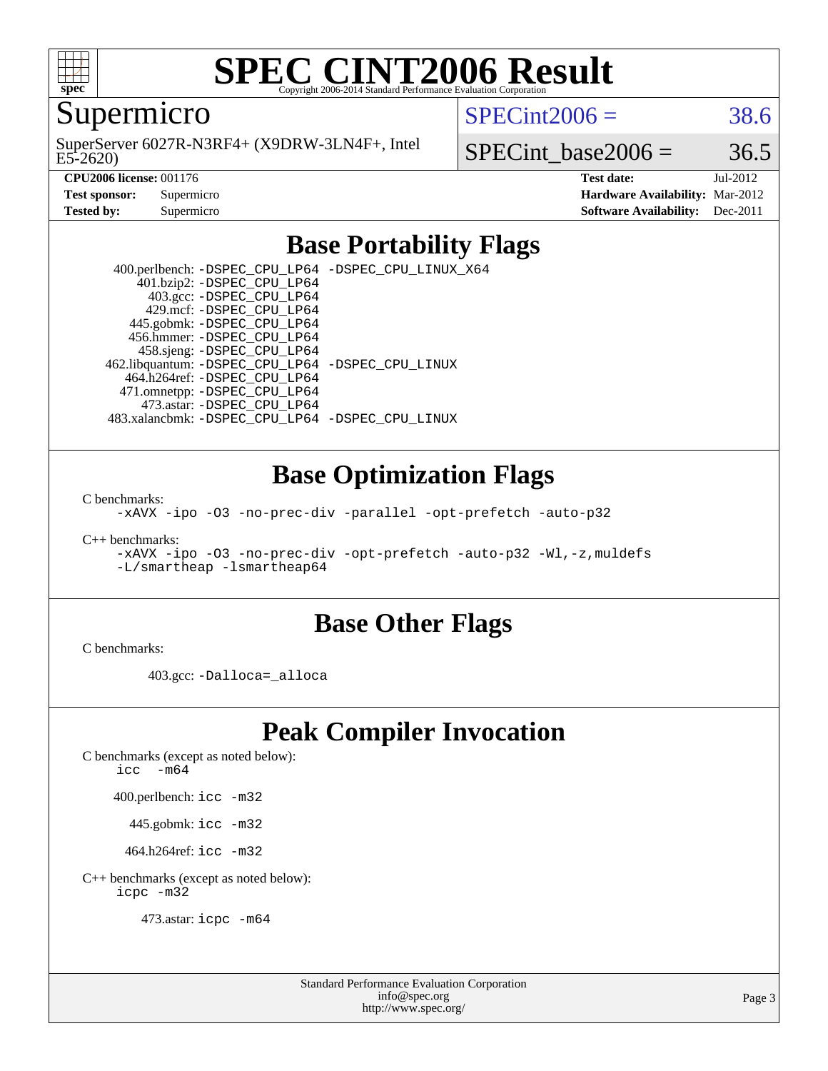# SPEC CINT2006 Result

Copyright 2006-2014 Standard Performance Evaluation Corporation

## Supermicro

SuperServer 6027R-N3RF4+ (X9DRW-3LN4F+, Intel E5-2620)

SPECint2006 = 38.6

SPECint_base2006 = 36.5

| | | | |
|---|---|---|---|
| **CPU2006 license:** 001176 | | **Test date:** | Jul-2012 |
| **Test sponsor:** | Supermicro | **Hardware Availability:** | Mar-2012 |
| **Tested by:** | Supermicro | **Software Availability:** | Dec-2011 |

## Base Portability Flags

400.perlbench: -DSPEC_CPU_LP64 -DSPEC_CPU_LINUX_X64
401.bzip2: -DSPEC_CPU_LP64
403.gcc: -DSPEC_CPU_LP64
429.mcf: -DSPEC_CPU_LP64
445.gobmk: -DSPEC_CPU_LP64
456.hmmer: -DSPEC_CPU_LP64
458.sjeng: -DSPEC_CPU_LP64
462.libquantum: -DSPEC_CPU_LP64 -DSPEC_CPU_LINUX
464.h264ref: -DSPEC_CPU_LP64
471.omnetpp: -DSPEC_CPU_LP64
473.astar: -DSPEC_CPU_LP64
483.xalancbmk: -DSPEC_CPU_LP64 -DSPEC_CPU_LINUX

## Base Optimization Flags

C benchmarks:
-xAVX -ipo -O3 -no-prec-div -parallel -opt-prefetch -auto-p32

C++ benchmarks:
-xAVX -ipo -O3 -no-prec-div -opt-prefetch -auto-p32 -Wl,-z,muldefs
-L/smartheap -lsmartheap64

## Base Other Flags

C benchmarks:

403.gcc: -Dalloca=_alloca

## Peak Compiler Invocation

C benchmarks (except as noted below):
icc -m64

400.perlbench: icc -m32

445.gobmk: icc -m32

464.h264ref: icc -m32

C++ benchmarks (except as noted below):
icpc -m32

473.astar: icpc -m64

Standard Performance Evaluation Corporation
info@spec.org
http://www.spec.org/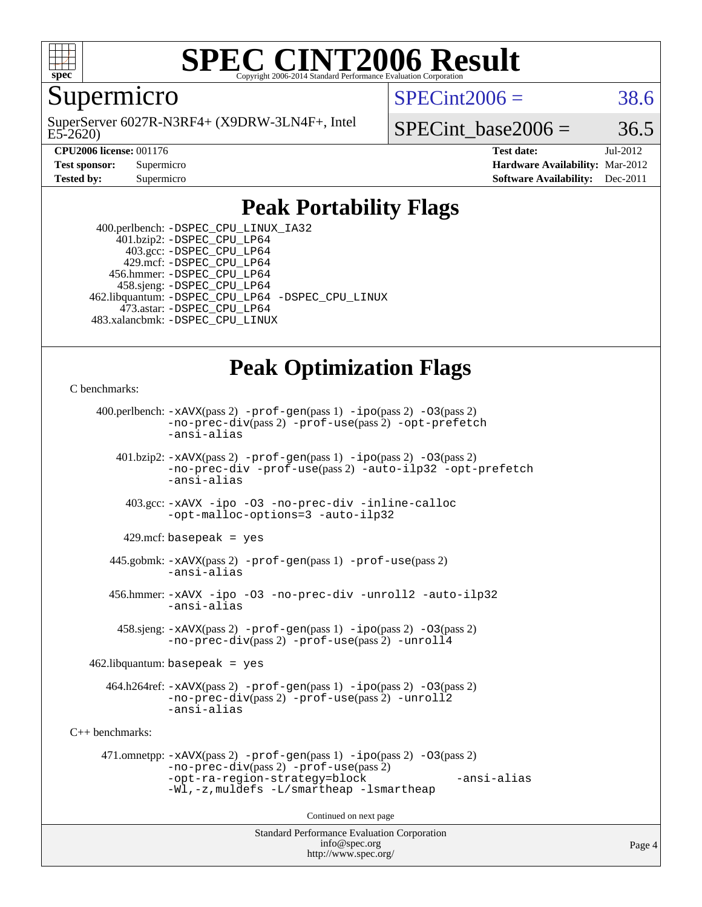# SPEC CINT2006 Result

Copyright 2006-2014 Standard Performance Evaluation Corporation

**Supermicro**

SuperServer 6027R-N3RF4+ (X9DRW-3LN4F+, Intel E5-2620)

SPECint2006 = 38.6

SPECint_base2006 = 36.5

| | | | |
|---|---|---|---|
| **CPU2006 license:** 001176 | | **Test date:** | Jul-2012 |
| **Test sponsor:** | Supermicro | **Hardware Availability:** | Mar-2012 |
| **Tested by:** | Supermicro | **Software Availability:** | Dec-2011 |

## Peak Portability Flags

400.perlbench: -DSPEC_CPU_LINUX_IA32
401.bzip2: -DSPEC_CPU_LP64
403.gcc: -DSPEC_CPU_LP64
429.mcf: -DSPEC_CPU_LP64
456.hmmer: -DSPEC_CPU_LP64
458.sjeng: -DSPEC_CPU_LP64
462.libquantum: -DSPEC_CPU_LP64 -DSPEC_CPU_LINUX
473.astar: -DSPEC_CPU_LP64
483.xalancbmk: -DSPEC_CPU_LINUX

## Peak Optimization Flags

C benchmarks:

400.perlbench: -xAVX(pass 2) -prof-gen(pass 1) -ipo(pass 2) -O3(pass 2) -no-prec-div(pass 2) -prof-use(pass 2) -opt-prefetch -ansi-alias

401.bzip2: -xAVX(pass 2) -prof-gen(pass 1) -ipo(pass 2) -O3(pass 2) -no-prec-div -prof-use(pass 2) -auto-ilp32 -opt-prefetch -ansi-alias

403.gcc: -xAVX -ipo -O3 -no-prec-div -inline-calloc -opt-malloc-options=3 -auto-ilp32

429.mcf: basepeak = yes

445.gobmk: -xAVX(pass 2) -prof-gen(pass 1) -prof-use(pass 2) -ansi-alias

456.hmmer: -xAVX -ipo -O3 -no-prec-div -unroll2 -auto-ilp32 -ansi-alias

458.sjeng: -xAVX(pass 2) -prof-gen(pass 1) -ipo(pass 2) -O3(pass 2) -no-prec-div(pass 2) -prof-use(pass 2) -unroll4

462.libquantum: basepeak = yes

464.h264ref: -xAVX(pass 2) -prof-gen(pass 1) -ipo(pass 2) -O3(pass 2) -no-prec-div(pass 2) -prof-use(pass 2) -unroll2 -ansi-alias

C++ benchmarks:

471.omnetpp: -xAVX(pass 2) -prof-gen(pass 1) -ipo(pass 2) -O3(pass 2) -no-prec-div(pass 2) -prof-use(pass 2) -opt-ra-region-strategy=block -ansi-alias -Wl,-z,muldefs -L/smartheap -lsmartheap

Continued on next page

Standard Performance Evaluation Corporation
info@spec.org
http://www.spec.org/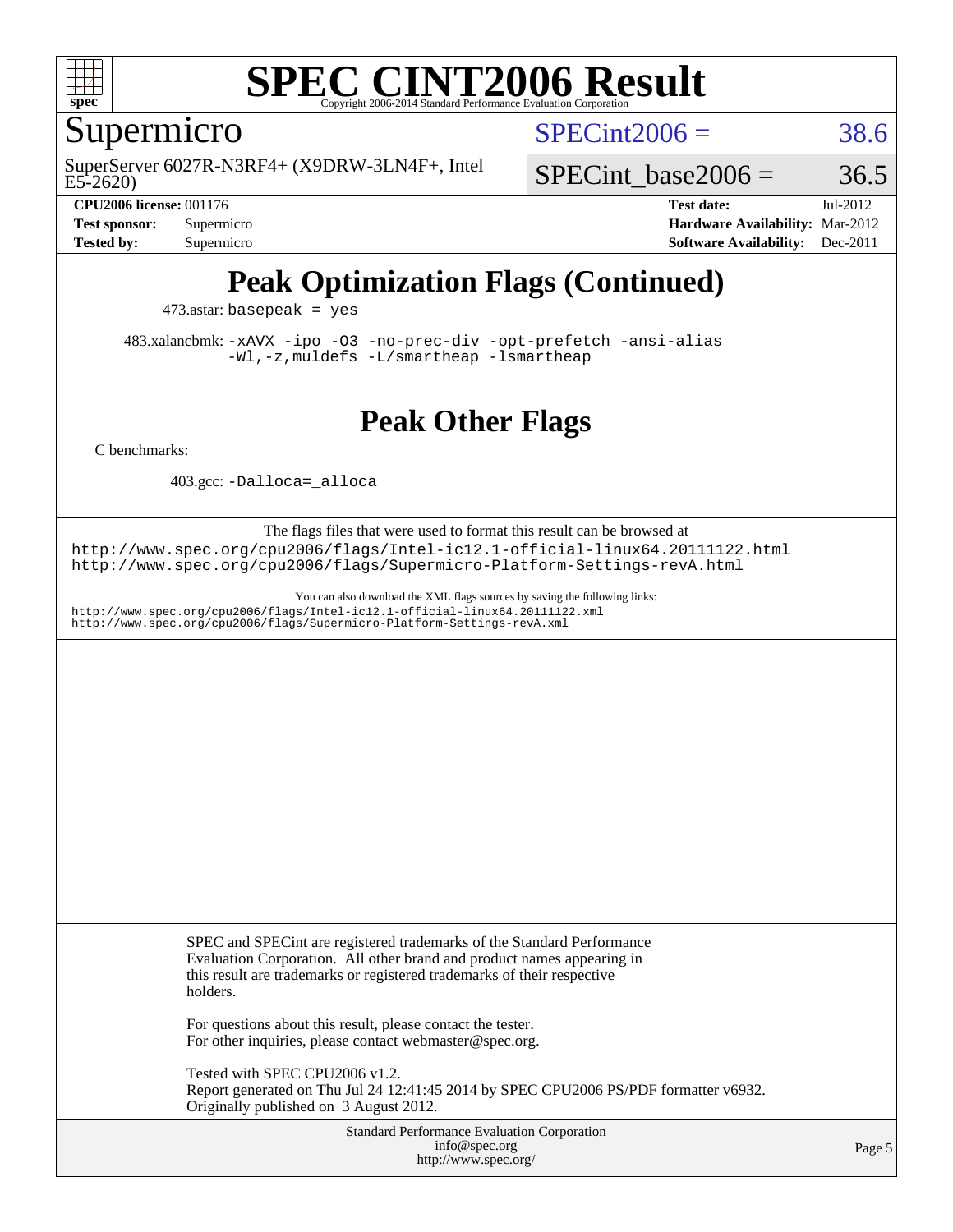## Peak Optimization Flags (Continued)

473.astar: `basepeak = yes`

483.xalancbmk: `-xAVX -ipo -O3 -no-prec-div -opt-prefetch -ansi-alias -Wl,-z,muldefs -L/smartheap -lsmartheap`

## Peak Other Flags

C benchmarks:

403.gcc: `-Dalloca=_alloca`

The flags files that were used to format this result can be browsed at
http://www.spec.org/cpu2006/flags/Intel-ic12.1-official-linux64.20111122.html
http://www.spec.org/cpu2006/flags/Supermicro-Platform-Settings-revA.html

You can also download the XML flags sources by saving the following links:
http://www.spec.org/cpu2006/flags/Intel-ic12.1-official-linux64.20111122.xml
http://www.spec.org/cpu2006/flags/Supermicro-Platform-Settings-revA.xml

SPEC and SPECint are registered trademarks of the Standard Performance Evaluation Corporation. All other brand and product names appearing in this result are trademarks or registered trademarks of their respective holders.

For questions about this result, please contact the tester.
For other inquiries, please contact webmaster@spec.org.

Tested with SPEC CPU2006 v1.2.
Report generated on Thu Jul 24 12:41:45 2014 by SPEC CPU2006 PS/PDF formatter v6932.
Originally published on 3 August 2012.